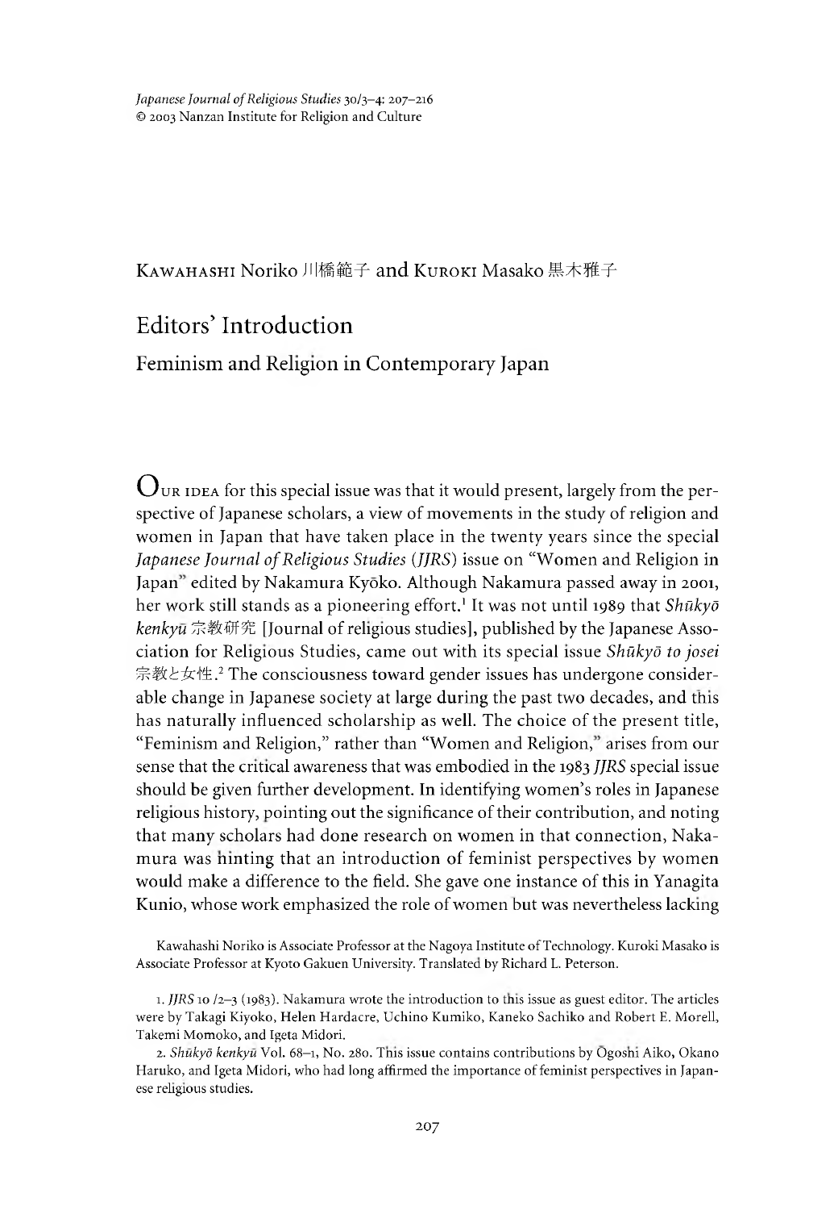Kawahashi Noriko 川橋範子 and Kuroki Masako 黒木雅子

# Editors' Introduction

## Feminism and Religion in Contemporary Japan

Our idea for this special issue was that it would present, largely from the perspective of Japanese scholars, a view of movements in the study of religion and women in Japan that have taken place in the twenty years since the special *Japanese Journal of Religious Studies* (*JJRS*) issue on "Women and Religion in Japan" edited by Nakamura Kyōko. Although Nakamura passed away in 2001, her work still stands as a pioneering effort.[1] It was not until 1989 that *Shūkyō kenkyū* 宗教研究 [Journal of religious studies], published by the Japanese Association for Religious Studies, came out with its special issue *Shūkyō to josei* 宗教と女性.[2] The consciousness toward gender issues has undergone considerable change in Japanese society at large during the past two decades, and this has naturally influenced scholarship as well. The choice of the present title, "Feminism and Religion," rather than "Women and Religion," arises from our sense that the critical awareness that was embodied in the 1983 *JJRS* special issue should be given further development. In identifying women's roles in Japanese religious history, pointing out the significance of their contribution, and noting that many scholars had done research on women in that connection, Nakamura was hinting that an introduction of feminist perspectives by women would make a difference to the field. She gave one instance of this in Yanagita Kunio, whose work emphasized the role of women but was nevertheless lacking

Kawahashi Noriko is Associate Professor at the Nagoya Institute of Technology. Kuroki Masako is Associate Professor at Kyoto Gakuen University. Translated by Richard L. Peterson.

1. *JJRS* 10 /2–3 (1983). Nakamura wrote the introduction to this issue as guest editor. The articles were by Takagi Kiyoko, Helen Hardacre, Uchino Kumiko, Kaneko Sachiko and Robert E. Morell, Takemi Momoko, and Igeta Midori.

2. *Shūkyō kenkyū* Vol. 68–1, No. 280. This issue contains contributions by Ōgoshi Aiko, Okano Haruko, and Igeta Midori, who had long affirmed the importance of feminist perspectives in Japanese religious studies.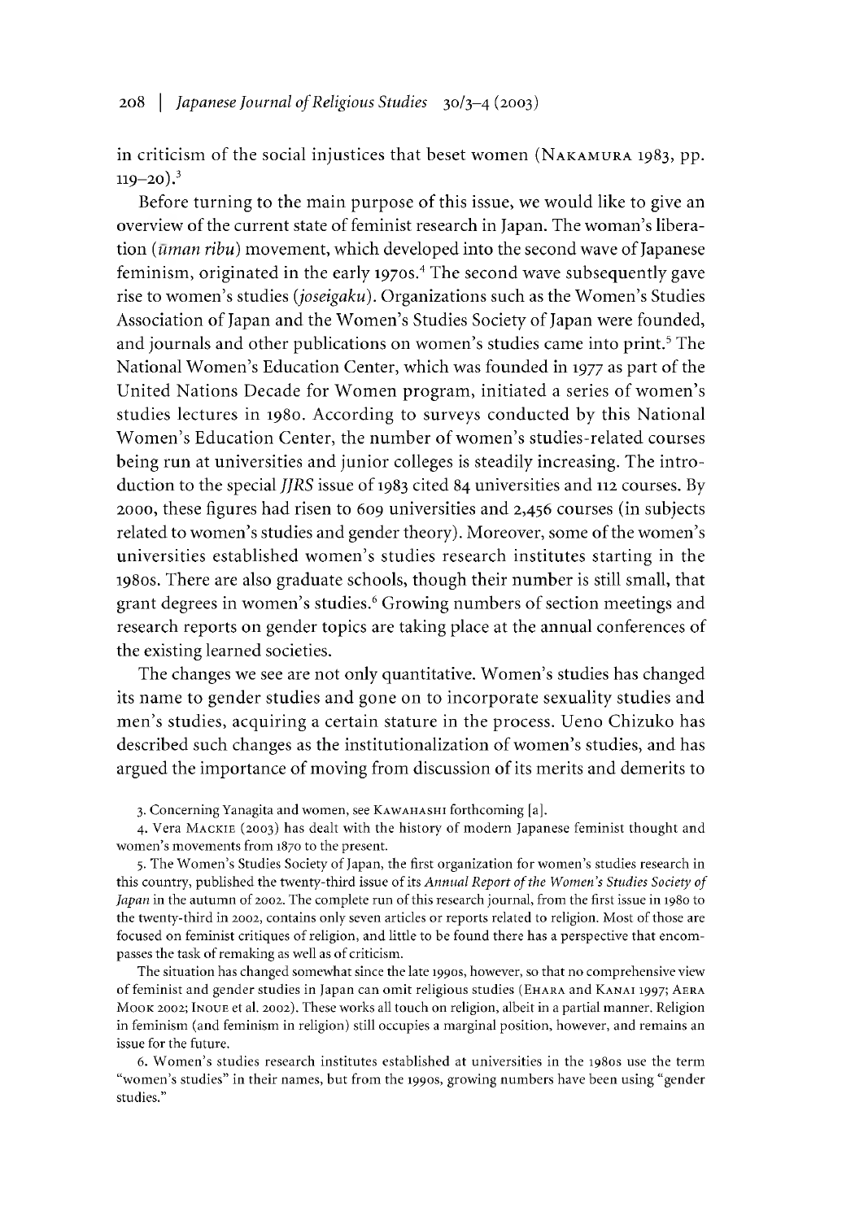in criticism of the social injustices that beset women (NAKAMURA 1983, pp. 119–20).[3]

Before turning to the main purpose of this issue, we would like to give an overview of the current state of feminist research in Japan. The woman's liberation (*ūman ribu*) movement, which developed into the second wave of Japanese feminism, originated in the early 1970s.[4] The second wave subsequently gave rise to women's studies (*joseigaku*). Organizations such as the Women's Studies Association of Japan and the Women's Studies Society of Japan were founded, and journals and other publications on women's studies came into print.[5] The National Women's Education Center, which was founded in 1977 as part of the United Nations Decade for Women program, initiated a series of women's studies lectures in 1980. According to surveys conducted by this National Women's Education Center, the number of women's studies-related courses being run at universities and junior colleges is steadily increasing. The introduction to the special *JJRS* issue of 1983 cited 84 universities and 112 courses. By 2000, these figures had risen to 609 universities and 2,456 courses (in subjects related to women's studies and gender theory). Moreover, some of the women's universities established women's studies research institutes starting in the 1980s. There are also graduate schools, though their number is still small, that grant degrees in women's studies.[6] Growing numbers of section meetings and research reports on gender topics are taking place at the annual conferences of the existing learned societies.

The changes we see are not only quantitative. Women's studies has changed its name to gender studies and gone on to incorporate sexuality studies and men's studies, acquiring a certain stature in the process. Ueno Chizuko has described such changes as the institutionalization of women's studies, and has argued the importance of moving from discussion of its merits and demerits to

---

3. Concerning Yanagita and women, see KAWAHASHI forthcoming [a].

4. Vera MACKIE (2003) has dealt with the history of modern Japanese feminist thought and women's movements from 1870 to the present.

5. The Women's Studies Society of Japan, the first organization for women's studies research in this country, published the twenty-third issue of its *Annual Report of the Women's Studies Society of Japan* in the autumn of 2002. The complete run of this research journal, from the first issue in 1980 to the twenty-third in 2002, contains only seven articles or reports related to religion. Most of those are focused on feminist critiques of religion, and little to be found there has a perspective that encompasses the task of remaking as well as of criticism.

The situation has changed somewhat since the late 1990s, however, so that no comprehensive view of feminist and gender studies in Japan can omit religious studies (EHARA and KANAI 1997; AERA MOOK 2002; INOUE et al. 2002). These works all touch on religion, albeit in a partial manner. Religion in feminism (and feminism in religion) still occupies a marginal position, however, and remains an issue for the future.

6. Women's studies research institutes established at universities in the 1980s use the term "women's studies" in their names, but from the 1990s, growing numbers have been using "gender studies."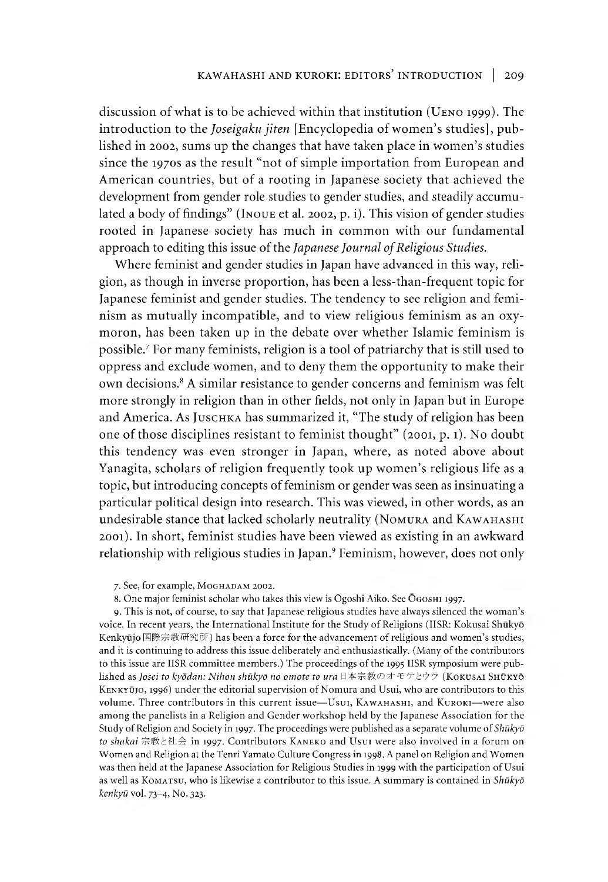discussion of what is to be achieved within that institution (Ueno 1999). The introduction to the *Joseigaku jiten* [Encyclopedia of women's studies], published in 2002, sums up the changes that have taken place in women's studies since the 1970s as the result "not of simple importation from European and American countries, but of a rooting in Japanese society that achieved the development from gender role studies to gender studies, and steadily accumulated a body of findings" (Inoue et al. 2002, p. i). This vision of gender studies rooted in Japanese society has much in common with our fundamental approach to editing this issue of the *Japanese Journal of Religious Studies.*

Where feminist and gender studies in Japan have advanced in this way, religion, as though in inverse proportion, has been a less-than-frequent topic for Japanese feminist and gender studies. The tendency to see religion and feminism as mutually incompatible, and to view religious feminism as an oxymoron, has been taken up in the debate over whether Islamic feminism is possible.[7] For many feminists, religion is a tool of patriarchy that is still used to oppress and exclude women, and to deny them the opportunity to make their own decisions.[8] A similar resistance to gender concerns and feminism was felt more strongly in religion than in other fields, not only in Japan but in Europe and America. As Juschka has summarized it, "The study of religion has been one of those disciplines resistant to feminist thought" (2001, p. 1). No doubt this tendency was even stronger in Japan, where, as noted above about Yanagita, scholars of religion frequently took up women's religious life as a topic, but introducing concepts of feminism or gender was seen as insinuating a particular political design into research. This was viewed, in other words, as an undesirable stance that lacked scholarly neutrality (Nomura and Kawahashi 2001). In short, feminist studies have been viewed as existing in an awkward relationship with religious studies in Japan.[9] Feminism, however, does not only

7. See, for example, Moghadam 2002.

8. One major feminist scholar who takes this view is Ōgoshi Aiko. See Ōgoshi 1997.

9. This is not, of course, to say that Japanese religious studies have always silenced the woman's voice. In recent years, the International Institute for the Study of Religions (IISR: Kokusai Shūkyō Kenkyūjo 国際宗教研究所) has been a force for the advancement of religious and women's studies, and it is continuing to address this issue deliberately and enthusiastically. (Many of the contributors to this issue are IISR committee members.) The proceedings of the 1995 IISR symposium were published as *Josei to kyōdan: Nihon shūkyō no omote to ura* 日本宗教のオモテとウラ (Kokusai Shūkyō Kenkyūjo, 1996) under the editorial supervision of Nomura and Usui, who are contributors to this volume. Three contributors in this current issue—Usui, Kawahashi, and Kuroki—were also among the panelists in a Religion and Gender workshop held by the Japanese Association for the Study of Religion and Society in 1997. The proceedings were published as a separate volume of *Shūkyō to shakai* 宗教と社会 in 1997. Contributors Kaneko and Usui were also involved in a forum on Women and Religion at the Tenri Yamato Culture Congress in 1998. A panel on Religion and Women was then held at the Japanese Association for Religious Studies in 1999 with the participation of Usui as well as Komatsu, who is likewise a contributor to this issue. A summary is contained in *Shūkyō kenkyū* vol. 73–4, No. 323.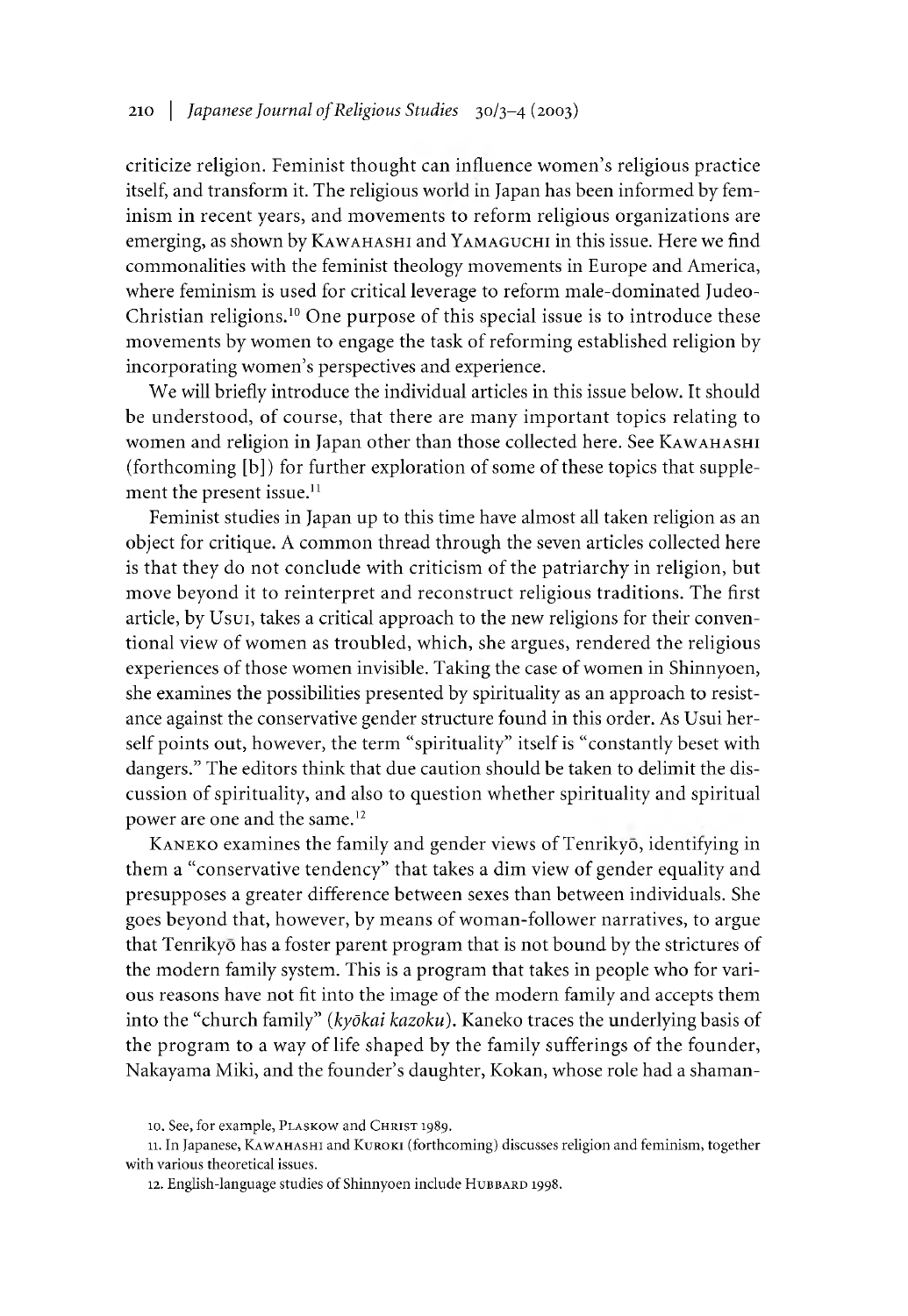criticize religion. Feminist thought can influence women's religious practice itself, and transform it. The religious world in Japan has been informed by feminism in recent years, and movements to reform religious organizations are emerging, as shown by KAWAHASHI and YAMAGUCHI in this issue. Here we find commonalities with the feminist theology movements in Europe and America, where feminism is used for critical leverage to reform male-dominated Judeo-Christian religions.[10] One purpose of this special issue is to introduce these movements by women to engage the task of reforming established religion by incorporating women's perspectives and experience.

We will briefly introduce the individual articles in this issue below. It should be understood, of course, that there are many important topics relating to women and religion in Japan other than those collected here. See KAWAHASHI (forthcoming [b]) for further exploration of some of these topics that supplement the present issue.[11]

Feminist studies in Japan up to this time have almost all taken religion as an object for critique. A common thread through the seven articles collected here is that they do not conclude with criticism of the patriarchy in religion, but move beyond it to reinterpret and reconstruct religious traditions. The first article, by USUI, takes a critical approach to the new religions for their conventional view of women as troubled, which, she argues, rendered the religious experiences of those women invisible. Taking the case of women in Shinnyoen, she examines the possibilities presented by spirituality as an approach to resistance against the conservative gender structure found in this order. As Usui herself points out, however, the term "spirituality" itself is "constantly beset with dangers." The editors think that due caution should be taken to delimit the discussion of spirituality, and also to question whether spirituality and spiritual power are one and the same.[12]

KANEKO examines the family and gender views of Tenrikyō, identifying in them a "conservative tendency" that takes a dim view of gender equality and presupposes a greater difference between sexes than between individuals. She goes beyond that, however, by means of woman-follower narratives, to argue that Tenrikyō has a foster parent program that is not bound by the strictures of the modern family system. This is a program that takes in people who for various reasons have not fit into the image of the modern family and accepts them into the "church family" (*kyōkai kazoku*). Kaneko traces the underlying basis of the program to a way of life shaped by the family sufferings of the founder, Nakayama Miki, and the founder's daughter, Kokan, whose role had a shaman-

10. See, for example, PLASKOW and CHRIST 1989.

11. In Japanese, KAWAHASHI and KUROKI (forthcoming) discusses religion and feminism, together with various theoretical issues.

12. English-language studies of Shinnyoen include HUBBARD 1998.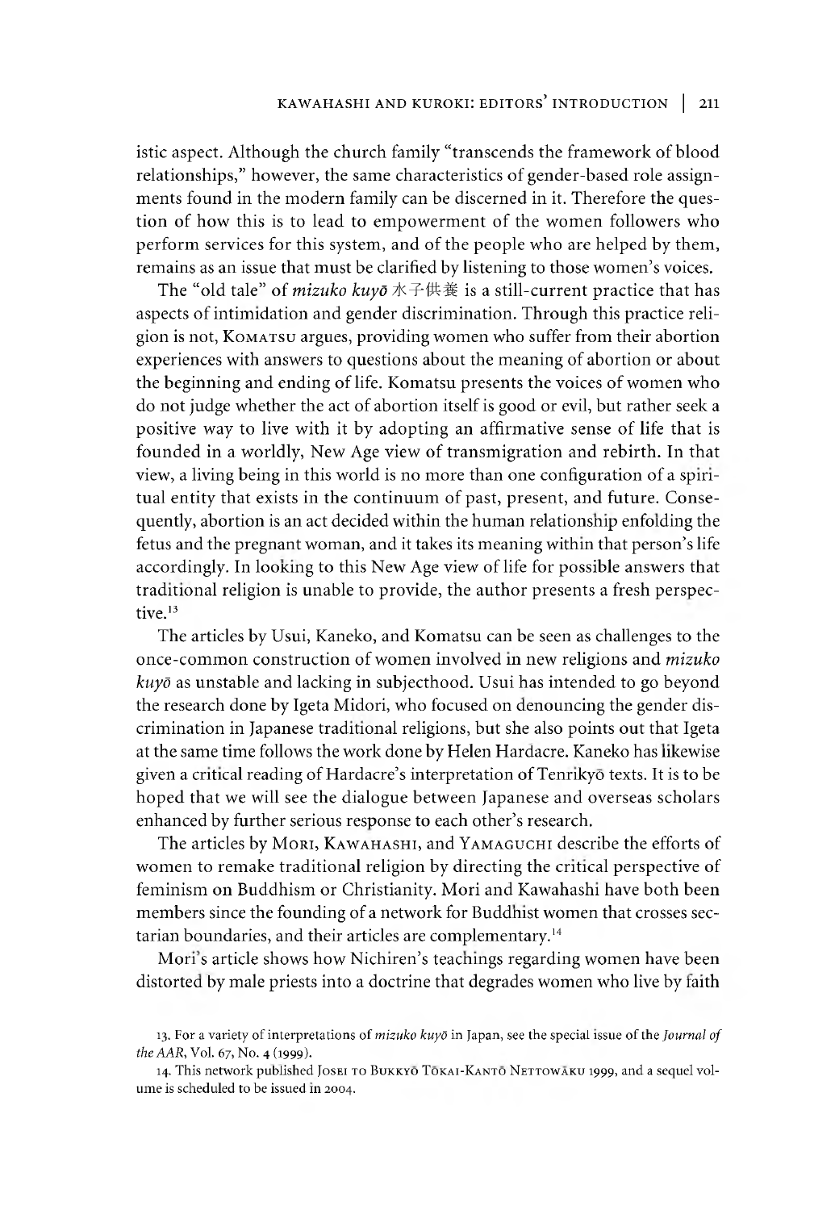istic aspect. Although the church family "transcends the framework of blood relationships," however, the same characteristics of gender-based role assignments found in the modern family can be discerned in it. Therefore the question of how this is to lead to empowerment of the women followers who perform services for this system, and of the people who are helped by them, remains as an issue that must be clarified by listening to those women's voices.

The "old tale" of *mizuko kuyō* 水子供養 is a still-current practice that has aspects of intimidation and gender discrimination. Through this practice religion is not, Komatsu argues, providing women who suffer from their abortion experiences with answers to questions about the meaning of abortion or about the beginning and ending of life. Komatsu presents the voices of women who do not judge whether the act of abortion itself is good or evil, but rather seek a positive way to live with it by adopting an affirmative sense of life that is founded in a worldly, New Age view of transmigration and rebirth. In that view, a living being in this world is no more than one configuration of a spiritual entity that exists in the continuum of past, present, and future. Consequently, abortion is an act decided within the human relationship enfolding the fetus and the pregnant woman, and it takes its meaning within that person's life accordingly. In looking to this New Age view of life for possible answers that traditional religion is unable to provide, the author presents a fresh perspective.[13]

The articles by Usui, Kaneko, and Komatsu can be seen as challenges to the once-common construction of women involved in new religions and *mizuko kuyō* as unstable and lacking in subjecthood. Usui has intended to go beyond the research done by Igeta Midori, who focused on denouncing the gender discrimination in Japanese traditional religions, but she also points out that Igeta at the same time follows the work done by Helen Hardacre. Kaneko has likewise given a critical reading of Hardacre's interpretation of Tenrikyō texts. It is to be hoped that we will see the dialogue between Japanese and overseas scholars enhanced by further serious response to each other's research.

The articles by Mori, Kawahashi, and Yamaguchi describe the efforts of women to remake traditional religion by directing the critical perspective of feminism on Buddhism or Christianity. Mori and Kawahashi have both been members since the founding of a network for Buddhist women that crosses sectarian boundaries, and their articles are complementary.[14]

Mori's article shows how Nichiren's teachings regarding women have been distorted by male priests into a doctrine that degrades women who live by faith

13. For a variety of interpretations of *mizuko kuyō* in Japan, see the special issue of the *Journal of the AAR*, Vol. 67, No. 4 (1999).

14. This network published Josei to Bukkyō Tōkai-Kantō Nettowāku 1999, and a sequel volume is scheduled to be issued in 2004.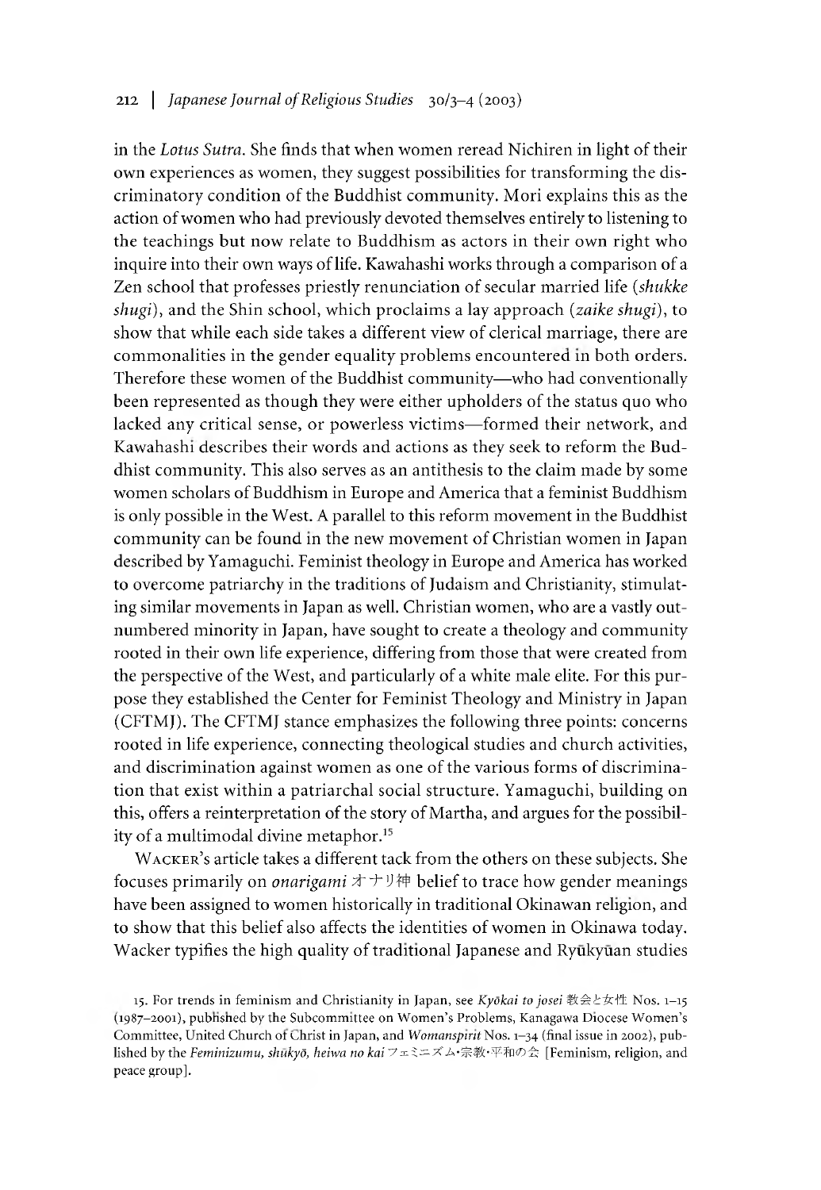in the *Lotus Sutra*. She finds that when women reread Nichiren in light of their own experiences as women, they suggest possibilities for transforming the discriminatory condition of the Buddhist community. Mori explains this as the action of women who had previously devoted themselves entirely to listening to the teachings but now relate to Buddhism as actors in their own right who inquire into their own ways of life. Kawahashi works through a comparison of a Zen school that professes priestly renunciation of secular married life (*shukke shugi*), and the Shin school, which proclaims a lay approach (*zaike shugi*), to show that while each side takes a different view of clerical marriage, there are commonalities in the gender equality problems encountered in both orders. Therefore these women of the Buddhist community—who had conventionally been represented as though they were either upholders of the status quo who lacked any critical sense, or powerless victims—formed their network, and Kawahashi describes their words and actions as they seek to reform the Buddhist community. This also serves as an antithesis to the claim made by some women scholars of Buddhism in Europe and America that a feminist Buddhism is only possible in the West. A parallel to this reform movement in the Buddhist community can be found in the new movement of Christian women in Japan described by Yamaguchi. Feminist theology in Europe and America has worked to overcome patriarchy in the traditions of Judaism and Christianity, stimulating similar movements in Japan as well. Christian women, who are a vastly outnumbered minority in Japan, have sought to create a theology and community rooted in their own life experience, differing from those that were created from the perspective of the West, and particularly of a white male elite. For this purpose they established the Center for Feminist Theology and Ministry in Japan (CFTMJ). The CFTMJ stance emphasizes the following three points: concerns rooted in life experience, connecting theological studies and church activities, and discrimination against women as one of the various forms of discrimination that exist within a patriarchal social structure. Yamaguchi, building on this, offers a reinterpretation of the story of Martha, and argues for the possibility of a multimodal divine metaphor.[15]

WACKER's article takes a different tack from the others on these subjects. She focuses primarily on *onarigami* オナリ神 belief to trace how gender meanings have been assigned to women historically in traditional Okinawan religion, and to show that this belief also affects the identities of women in Okinawa today. Wacker typifies the high quality of traditional Japanese and Ryūkyūan studies

15. For trends in feminism and Christianity in Japan, see *Kyōkai to josei* 教会と女性 Nos. 1–15 (1987–2001), published by the Subcommittee on Women's Problems, Kanagawa Diocese Women's Committee, United Church of Christ in Japan, and *Womanspirit* Nos. 1–34 (final issue in 2002), published by the *Feminizumu, shūkyō, heiwa no kai* フェミニズム・宗教・平和の会 [Feminism, religion, and peace group].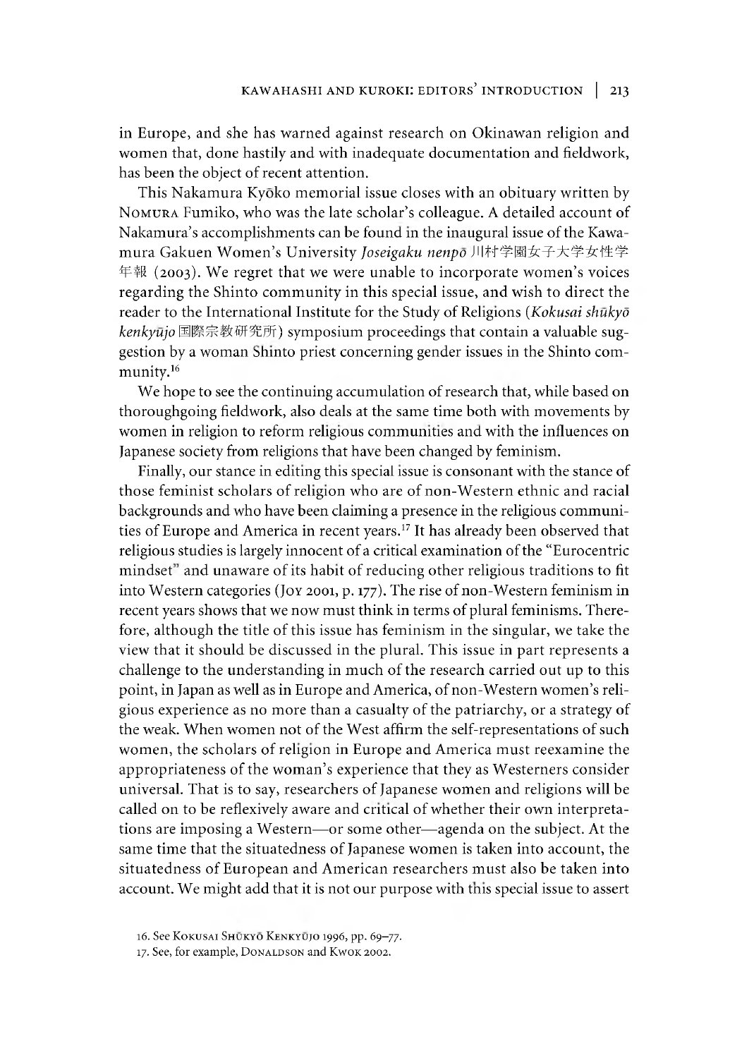in Europe, and she has warned against research on Okinawan religion and women that, done hastily and with inadequate documentation and fieldwork, has been the object of recent attention.

This Nakamura Kyōko memorial issue closes with an obituary written by NOMURA Fumiko, who was the late scholar's colleague. A detailed account of Nakamura's accomplishments can be found in the inaugural issue of the Kawamura Gakuen Women's University *Joseigaku nenpō* 川村学園女子大学女性学年報 (2003). We regret that we were unable to incorporate women's voices regarding the Shinto community in this special issue, and wish to direct the reader to the International Institute for the Study of Religions (*Kokusai shūkyō kenkyūjo* 国際宗教研究所) symposium proceedings that contain a valuable suggestion by a woman Shinto priest concerning gender issues in the Shinto community.[16]

We hope to see the continuing accumulation of research that, while based on thoroughgoing fieldwork, also deals at the same time both with movements by women in religion to reform religious communities and with the influences on Japanese society from religions that have been changed by feminism.

Finally, our stance in editing this special issue is consonant with the stance of those feminist scholars of religion who are of non-Western ethnic and racial backgrounds and who have been claiming a presence in the religious communities of Europe and America in recent years.[17] It has already been observed that religious studies is largely innocent of a critical examination of the "Eurocentric mindset" and unaware of its habit of reducing other religious traditions to fit into Western categories (JOY 2001, p. 177). The rise of non-Western feminism in recent years shows that we now must think in terms of plural feminisms. Therefore, although the title of this issue has feminism in the singular, we take the view that it should be discussed in the plural. This issue in part represents a challenge to the understanding in much of the research carried out up to this point, in Japan as well as in Europe and America, of non-Western women's religious experience as no more than a casualty of the patriarchy, or a strategy of the weak. When women not of the West affirm the self-representations of such women, the scholars of religion in Europe and America must reexamine the appropriateness of the woman's experience that they as Westerners consider universal. That is to say, researchers of Japanese women and religions will be called on to be reflexively aware and critical of whether their own interpretations are imposing a Western—or some other—agenda on the subject. At the same time that the situatedness of Japanese women is taken into account, the situatedness of European and American researchers must also be taken into account. We might add that it is not our purpose with this special issue to assert

16. See KOKUSAI SHŪKYŌ KENKYŪJO 1996, pp. 69–77.

17. See, for example, DONALDSON and KWOK 2002.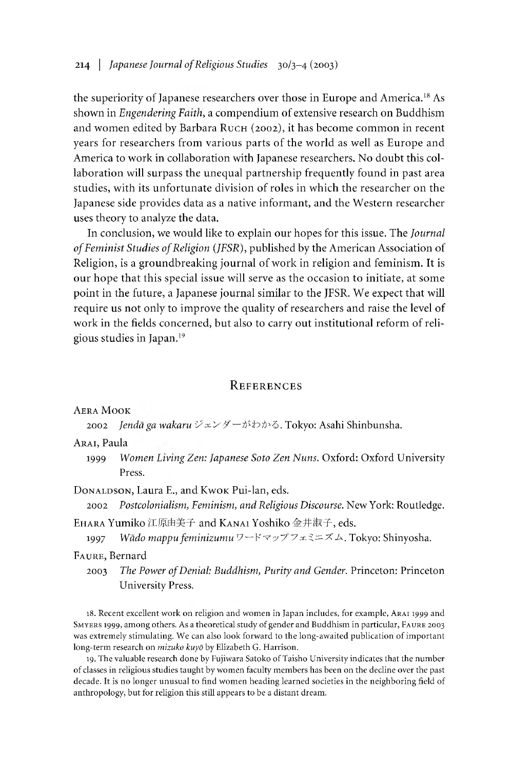the superiority of Japanese researchers over those in Europe and America.[18] As shown in *Engendering Faith*, a compendium of extensive research on Buddhism and women edited by Barbara Ruch (2002), it has become common in recent years for researchers from various parts of the world as well as Europe and America to work in collaboration with Japanese researchers. No doubt this collaboration will surpass the unequal partnership frequently found in past area studies, with its unfortunate division of roles in which the researcher on the Japanese side provides data as a native informant, and the Western researcher uses theory to analyze the data.

In conclusion, we would like to explain our hopes for this issue. The *Journal of Feminist Studies of Religion* (*JFSR*), published by the American Association of Religion, is a groundbreaking journal of work in religion and feminism. It is our hope that this special issue will serve as the occasion to initiate, at some point in the future, a Japanese journal similar to the JFSR. We expect that will require us not only to improve the quality of researchers and raise the level of work in the fields concerned, but also to carry out institutional reform of religious studies in Japan.[19]

## References

Aera Mook

2002 *Jendā ga wakaru* ジェンダーがわかる. Tokyo: Asahi Shinbunsha.

Arai, Paula

1999 *Women Living Zen: Japanese Soto Zen Nuns*. Oxford: Oxford University Press.

Donaldson, Laura E., and Kwok Pui-lan, eds.

2002 *Postcolonialism, Feminism, and Religious Discourse*. New York: Routledge.

Ehara Yumiko 江原由美子 and Kanai Yoshiko 金井淑子, eds.

1997 *Wādo mappu feminizumu* ワードマップフェミニズム. Tokyo: Shinyosha.

Faure, Bernard

2003 *The Power of Denial: Buddhism, Purity and Gender*. Princeton: Princeton University Press.

18. Recent excellent work on religion and women in Japan includes, for example, Arai 1999 and Smyers 1999, among others. As a theoretical study of gender and Buddhism in particular, Faure 2003 was extremely stimulating. We can also look forward to the long-awaited publication of important long-term research on *mizuko kuyō* by Elizabeth G. Harrison.

19. The valuable research done by Fujiwara Satoko of Taisho University indicates that the number of classes in religious studies taught by women faculty members has been on the decline over the past decade. It is no longer unusual to find women heading learned societies in the neighboring field of anthropology, but for religion this still appears to be a distant dream.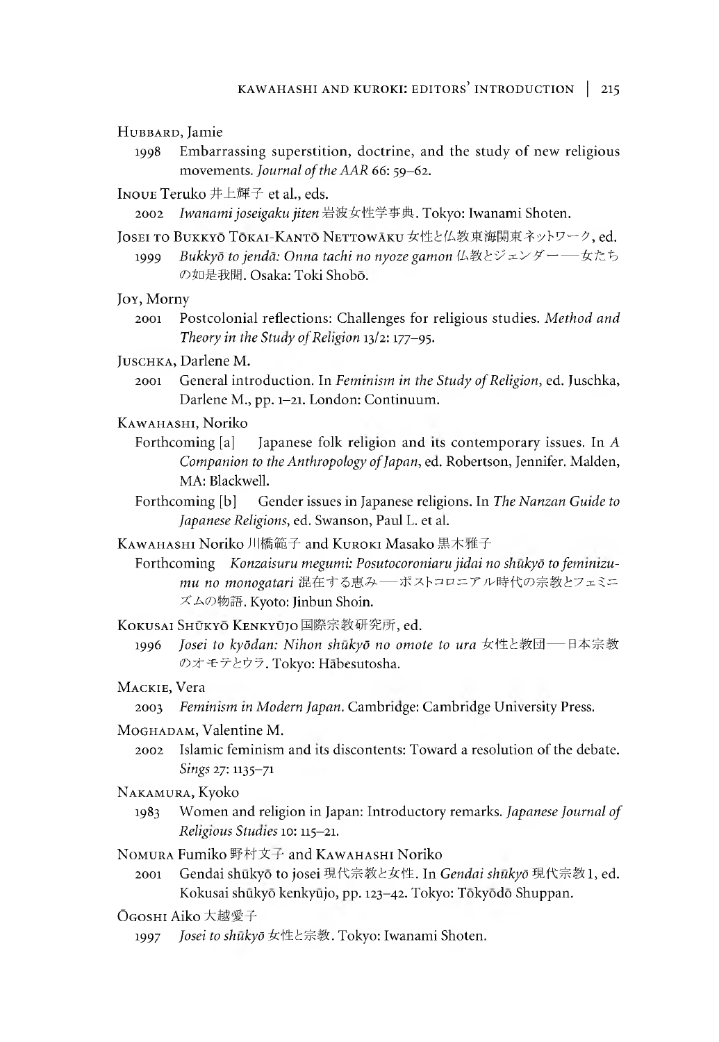Hubbard, Jamie

1998 Embarrassing superstition, doctrine, and the study of new religious movements. *Journal of the AAR* 66: 59–62.

Inoue Teruko 井上輝子 et al., eds.

2002 *Iwanami joseigaku jiten* 岩波女性学事典. Tokyo: Iwanami Shoten.

Josei to Bukkyō Tōkai-Kantō Nettowāku 女性と仏教東海関東ネットワーク, ed.

1999 *Bukkyō to jendā: Onna tachi no nyoze gamon* 仏教とジェンダー—女たちの如是我聞. Osaka: Toki Shobō.

Joy, Morny

2001 Postcolonial reflections: Challenges for religious studies. *Method and Theory in the Study of Religion* 13/2: 177–95.

Juschka, Darlene M.

2001 General introduction. In *Feminism in the Study of Religion*, ed. Juschka, Darlene M., pp. 1–21. London: Continuum.

Kawahashi, Noriko

Forthcoming [a] Japanese folk religion and its contemporary issues. In *A Companion to the Anthropology of Japan*, ed. Robertson, Jennifer. Malden, MA: Blackwell.

Forthcoming [b] Gender issues in Japanese religions. In *The Nanzan Guide to Japanese Religions*, ed. Swanson, Paul L. et al.

Kawahashi Noriko 川橋範子 and Kuroki Masako 黒木雅子

Forthcoming *Konzaisuru megumi: Posutocoroniaru jidai no shūkyō to feminizumu no monogatari* 混在する恵み—ポストコロニアル時代の宗教とフェミニズムの物語. Kyoto: Jinbun Shoin.

Kokusai Shūkyō Kenkyūjo 国際宗教研究所, ed.

1996 *Josei to kyōdan: Nihon shūkyō no omote to ura* 女性と教団—日本宗教のオモテとウラ. Tokyo: Hābesutosha.

Mackie, Vera

2003 *Feminism in Modern Japan*. Cambridge: Cambridge University Press.

Moghadam, Valentine M.

2002 Islamic feminism and its discontents: Toward a resolution of the debate. *Sings* 27: 1135–71

Nakamura, Kyoko

1983 Women and religion in Japan: Introductory remarks. *Japanese Journal of Religious Studies* 10: 115–21.

Nomura Fumiko 野村文子 and Kawahashi Noriko

2001 Gendai shūkyō to josei 現代宗教と女性. In *Gendai shūkyō* 現代宗教 1, ed. Kokusai shūkyō kenkyūjo, pp. 123–42. Tokyo: Tōkyōdō Shuppan.

Ōgoshi Aiko 大越愛子

1997 *Josei to shūkyō* 女性と宗教. Tokyo: Iwanami Shoten.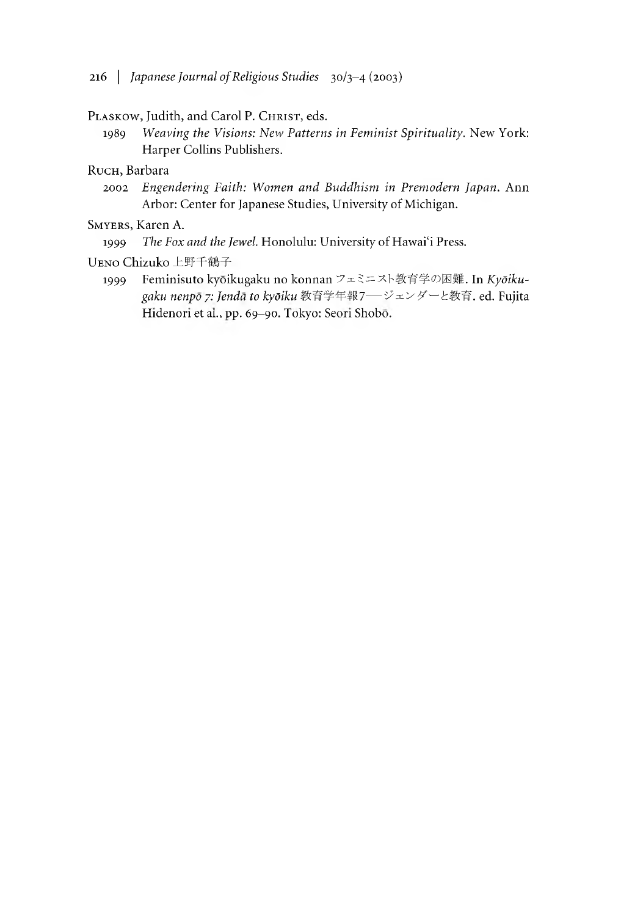Plaskow, Judith, and Carol P. Christ, eds.

1989 *Weaving the Visions: New Patterns in Feminist Spirituality.* New York: Harper Collins Publishers.

Ruch, Barbara

2002 *Engendering Faith: Women and Buddhism in Premodern Japan.* Ann Arbor: Center for Japanese Studies, University of Michigan.

Smyers, Karen A.

1999 *The Fox and the Jewel.* Honolulu: University of Hawai'i Press.

Ueno Chizuko 上野千鶴子

1999 Feminisuto kyōikugaku no konnan フェミニスト教育学の困難. In *Kyōikugaku nenpō 7: Jendā to kyōiku* 教育学年報7—ジェンダーと教育. ed. Fujita Hidenori et al., pp. 69–90. Tokyo: Seori Shobō.